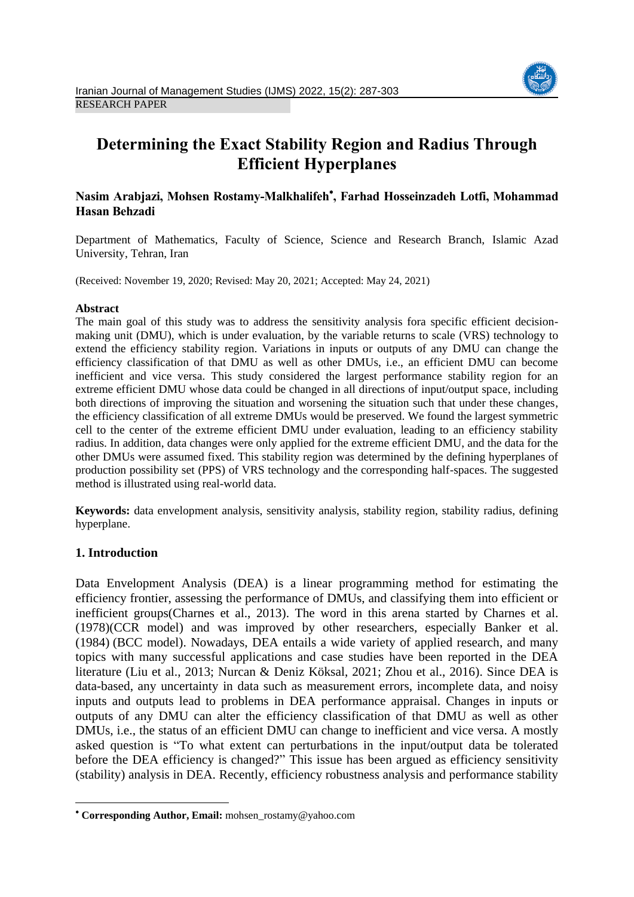RESEARCH PAPER

# Determining the Exact Stability Region and Radius Through Efficient Hyperplanes

**Nasim Arabjazi, Mohsen Rostamy-Malkhalifeh*, Farhad Hosseinzadeh Lotfi, Mohammad Hasan Behzadi**

Department of Mathematics, Faculty of Science, Science and Research Branch, Islamic Azad University, Tehran, Iran

(Received: November 19, 2020; Revised: May 20, 2021; Accepted: May 24, 2021)

**Abstract**

The main goal of this study was to address the sensitivity analysis fora specific efficient decision-making unit (DMU), which is under evaluation, by the variable returns to scale (VRS) technology to extend the efficiency stability region. Variations in inputs or outputs of any DMU can change the efficiency classification of that DMU as well as other DMUs, i.e., an efficient DMU can become inefficient and vice versa. This study considered the largest performance stability region for an extreme efficient DMU whose data could be changed in all directions of input/output space, including both directions of improving the situation and worsening the situation such that under these changes, the efficiency classification of all extreme DMUs would be preserved. We found the largest symmetric cell to the center of the extreme efficient DMU under evaluation, leading to an efficiency stability radius. In addition, data changes were only applied for the extreme efficient DMU, and the data for the other DMUs were assumed fixed. This stability region was determined by the defining hyperplanes of production possibility set (PPS) of VRS technology and the corresponding half-spaces. The suggested method is illustrated using real-world data.

**Keywords:** data envelopment analysis, sensitivity analysis, stability region, stability radius, defining hyperplane.

## 1. Introduction

Data Envelopment Analysis (DEA) is a linear programming method for estimating the efficiency frontier, assessing the performance of DMUs, and classifying them into efficient or inefficient groups(Charnes et al., 2013). The word in this arena started by Charnes et al. (1978)(CCR model) and was improved by other researchers, especially Banker et al. (1984) (BCC model). Nowadays, DEA entails a wide variety of applied research, and many topics with many successful applications and case studies have been reported in the DEA literature (Liu et al., 2013; Nurcan & Deniz Köksal, 2021; Zhou et al., 2016). Since DEA is data-based, any uncertainty in data such as measurement errors, incomplete data, and noisy inputs and outputs lead to problems in DEA performance appraisal. Changes in inputs or outputs of any DMU can alter the efficiency classification of that DMU as well as other DMUs, i.e., the status of an efficient DMU can change to inefficient and vice versa. A mostly asked question is "To what extent can perturbations in the input/output data be tolerated before the DEA efficiency is changed?" This issue has been argued as efficiency sensitivity (stability) analysis in DEA. Recently, efficiency robustness analysis and performance stability

---

* **Corresponding Author, Email:** mohsen_rostamy@yahoo.com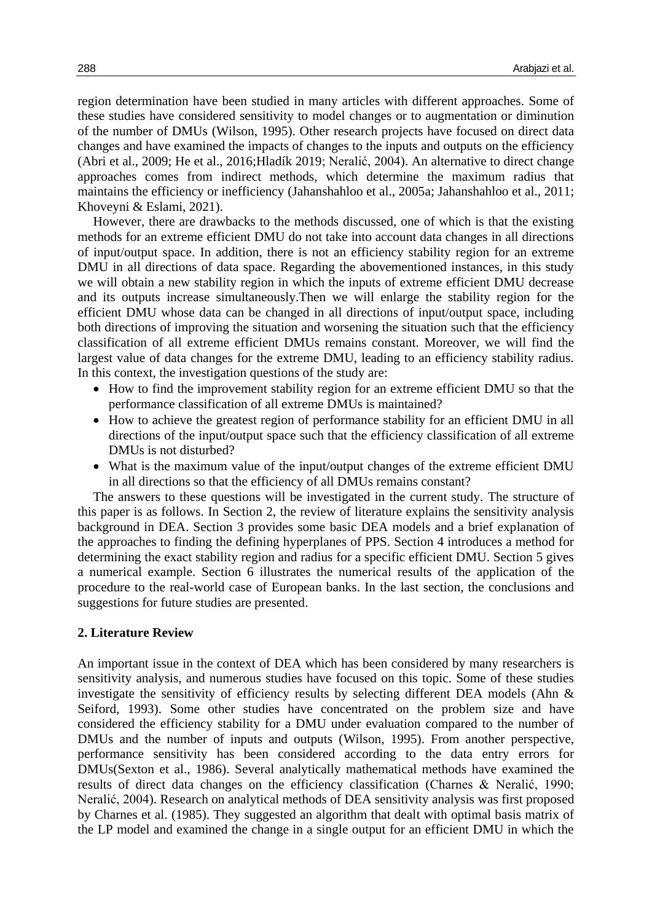region determination have been studied in many articles with different approaches. Some of these studies have considered sensitivity to model changes or to augmentation or diminution of the number of DMUs (Wilson, 1995). Other research projects have focused on direct data changes and have examined the impacts of changes to the inputs and outputs on the efficiency (Abri et al., 2009; He et al., 2016;Hladík 2019; Neralić, 2004). An alternative to direct change approaches comes from indirect methods, which determine the maximum radius that maintains the efficiency or inefficiency (Jahanshahloo et al., 2005a; Jahanshahloo et al., 2011; Khoveyni & Eslami, 2021).

However, there are drawbacks to the methods discussed, one of which is that the existing methods for an extreme efficient DMU do not take into account data changes in all directions of input/output space. In addition, there is not an efficiency stability region for an extreme DMU in all directions of data space. Regarding the abovementioned instances, in this study we will obtain a new stability region in which the inputs of extreme efficient DMU decrease and its outputs increase simultaneously.Then we will enlarge the stability region for the efficient DMU whose data can be changed in all directions of input/output space, including both directions of improving the situation and worsening the situation such that the efficiency classification of all extreme efficient DMUs remains constant. Moreover, we will find the largest value of data changes for the extreme DMU, leading to an efficiency stability radius. In this context, the investigation questions of the study are:

- How to find the improvement stability region for an extreme efficient DMU so that the performance classification of all extreme DMUs is maintained?
- How to achieve the greatest region of performance stability for an efficient DMU in all directions of the input/output space such that the efficiency classification of all extreme DMUs is not disturbed?
- What is the maximum value of the input/output changes of the extreme efficient DMU in all directions so that the efficiency of all DMUs remains constant?

The answers to these questions will be investigated in the current study. The structure of this paper is as follows. In Section 2, the review of literature explains the sensitivity analysis background in DEA. Section 3 provides some basic DEA models and a brief explanation of the approaches to finding the defining hyperplanes of PPS. Section 4 introduces a method for determining the exact stability region and radius for a specific efficient DMU. Section 5 gives a numerical example. Section 6 illustrates the numerical results of the application of the procedure to the real-world case of European banks. In the last section, the conclusions and suggestions for future studies are presented.

## 2. Literature Review

An important issue in the context of DEA which has been considered by many researchers is sensitivity analysis, and numerous studies have focused on this topic. Some of these studies investigate the sensitivity of efficiency results by selecting different DEA models (Ahn & Seiford, 1993). Some other studies have concentrated on the problem size and have considered the efficiency stability for a DMU under evaluation compared to the number of DMUs and the number of inputs and outputs (Wilson, 1995). From another perspective, performance sensitivity has been considered according to the data entry errors for DMUs(Sexton et al., 1986). Several analytically mathematical methods have examined the results of direct data changes on the efficiency classification (Charnes & Neralić, 1990; Neralić, 2004). Research on analytical methods of DEA sensitivity analysis was first proposed by Charnes et al. (1985). They suggested an algorithm that dealt with optimal basis matrix of the LP model and examined the change in a single output for an efficient DMU in which the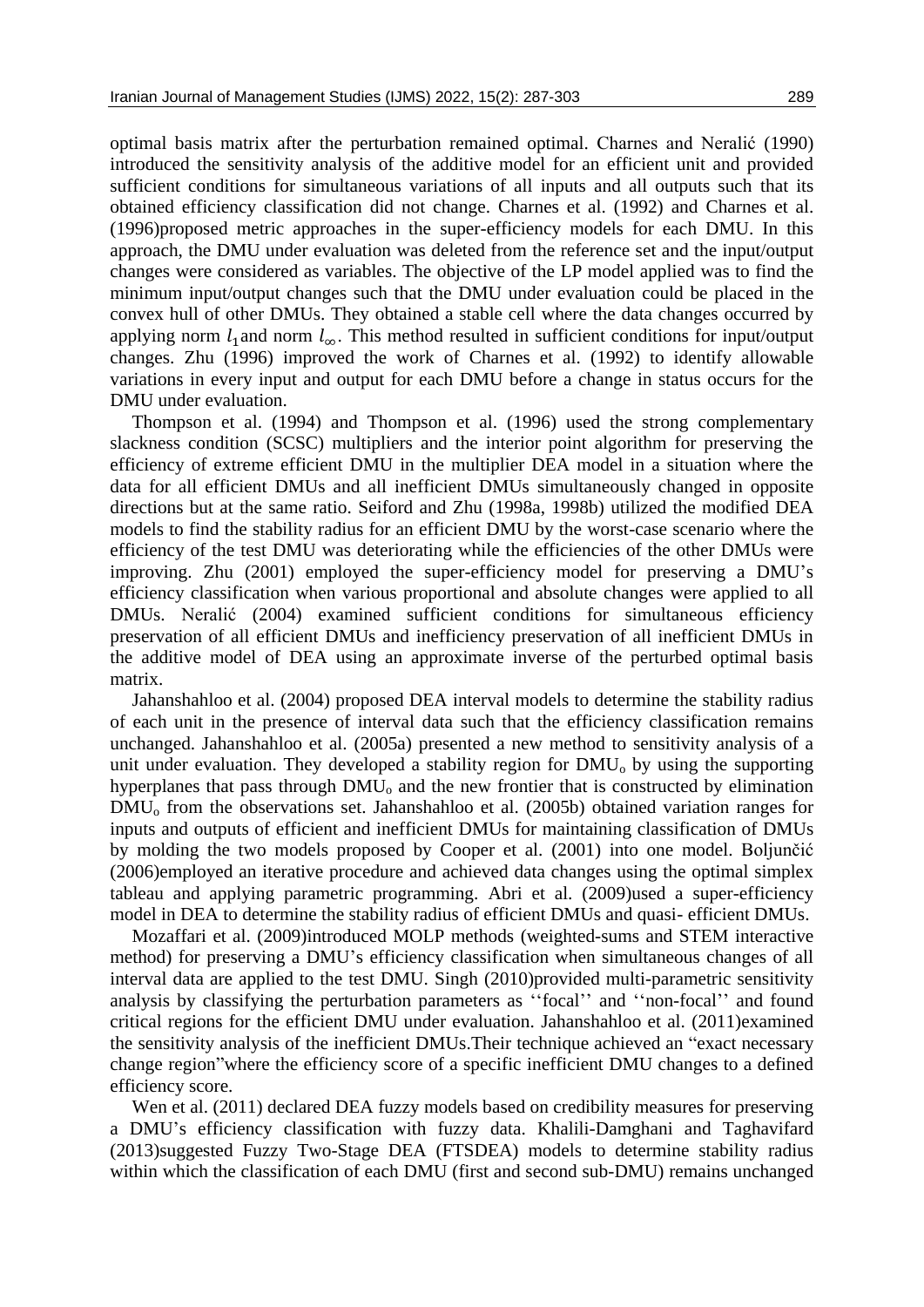optimal basis matrix after the perturbation remained optimal. Charnes and Neralić (1990) introduced the sensitivity analysis of the additive model for an efficient unit and provided sufficient conditions for simultaneous variations of all inputs and all outputs such that its obtained efficiency classification did not change. Charnes et al. (1992) and Charnes et al. (1996)proposed metric approaches in the super-efficiency models for each DMU. In this approach, the DMU under evaluation was deleted from the reference set and the input/output changes were considered as variables. The objective of the LP model applied was to find the minimum input/output changes such that the DMU under evaluation could be placed in the convex hull of other DMUs. They obtained a stable cell where the data changes occurred by applying norm $l_1$and norm $l_\infty$. This method resulted in sufficient conditions for input/output changes. Zhu (1996) improved the work of Charnes et al. (1992) to identify allowable variations in every input and output for each DMU before a change in status occurs for the DMU under evaluation.

Thompson et al. (1994) and Thompson et al. (1996) used the strong complementary slackness condition (SCSC) multipliers and the interior point algorithm for preserving the efficiency of extreme efficient DMU in the multiplier DEA model in a situation where the data for all efficient DMUs and all inefficient DMUs simultaneously changed in opposite directions but at the same ratio. Seiford and Zhu (1998a, 1998b) utilized the modified DEA models to find the stability radius for an efficient DMU by the worst-case scenario where the efficiency of the test DMU was deteriorating while the efficiencies of the other DMUs were improving. Zhu (2001) employed the super-efficiency model for preserving a DMU's efficiency classification when various proportional and absolute changes were applied to all DMUs. Neralić (2004) examined sufficient conditions for simultaneous efficiency preservation of all efficient DMUs and inefficiency preservation of all inefficient DMUs in the additive model of DEA using an approximate inverse of the perturbed optimal basis matrix.

Jahanshahloo et al. (2004) proposed DEA interval models to determine the stability radius of each unit in the presence of interval data such that the efficiency classification remains unchanged. Jahanshahloo et al. (2005a) presented a new method to sensitivity analysis of a unit under evaluation. They developed a stability region for $DMU_o$ by using the supporting hyperplanes that pass through $DMU_o$ and the new frontier that is constructed by elimination $DMU_o$ from the observations set. Jahanshahloo et al. (2005b) obtained variation ranges for inputs and outputs of efficient and inefficient DMUs for maintaining classification of DMUs by molding the two models proposed by Cooper et al. (2001) into one model. Boljunčić (2006)employed an iterative procedure and achieved data changes using the optimal simplex tableau and applying parametric programming. Abri et al. (2009)used a super-efficiency model in DEA to determine the stability radius of efficient DMUs and quasi- efficient DMUs.

Mozaffari et al. (2009)introduced MOLP methods (weighted-sums and STEM interactive method) for preserving a DMU's efficiency classification when simultaneous changes of all interval data are applied to the test DMU. Singh (2010)provided multi-parametric sensitivity analysis by classifying the perturbation parameters as ''focal'' and ''non-focal'' and found critical regions for the efficient DMU under evaluation. Jahanshahloo et al. (2011)examined the sensitivity analysis of the inefficient DMUs.Their technique achieved an "exact necessary change region"where the efficiency score of a specific inefficient DMU changes to a defined efficiency score.

Wen et al. (2011) declared DEA fuzzy models based on credibility measures for preserving a DMU's efficiency classification with fuzzy data. Khalili-Damghani and Taghavifard (2013)suggested Fuzzy Two-Stage DEA (FTSDEA) models to determine stability radius within which the classification of each DMU (first and second sub-DMU) remains unchanged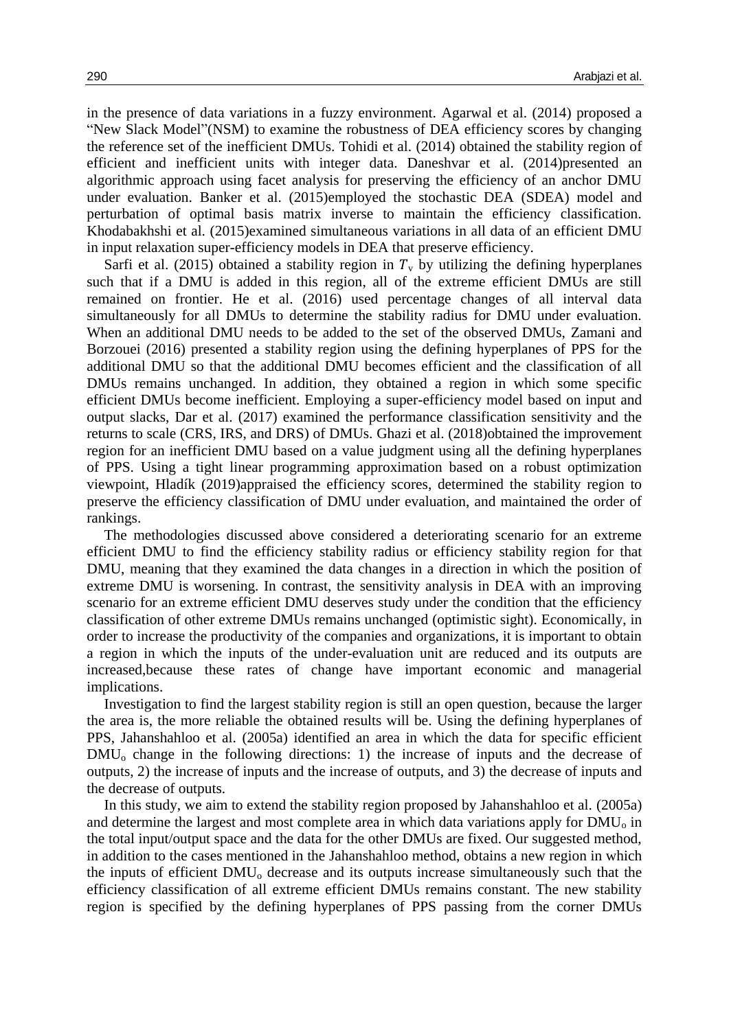in the presence of data variations in a fuzzy environment. Agarwal et al. (2014) proposed a "New Slack Model"(NSM) to examine the robustness of DEA efficiency scores by changing the reference set of the inefficient DMUs. Tohidi et al. (2014) obtained the stability region of efficient and inefficient units with integer data. Daneshvar et al. (2014)presented an algorithmic approach using facet analysis for preserving the efficiency of an anchor DMU under evaluation. Banker et al. (2015)employed the stochastic DEA (SDEA) model and perturbation of optimal basis matrix inverse to maintain the efficiency classification. Khodabakhshi et al. (2015)examined simultaneous variations in all data of an efficient DMU in input relaxation super-efficiency models in DEA that preserve efficiency.

Sarfi et al. (2015) obtained a stability region in $T_v$ by utilizing the defining hyperplanes such that if a DMU is added in this region, all of the extreme efficient DMUs are still remained on frontier. He et al. (2016) used percentage changes of all interval data simultaneously for all DMUs to determine the stability radius for DMU under evaluation. When an additional DMU needs to be added to the set of the observed DMUs, Zamani and Borzouei (2016) presented a stability region using the defining hyperplanes of PPS for the additional DMU so that the additional DMU becomes efficient and the classification of all DMUs remains unchanged. In addition, they obtained a region in which some specific efficient DMUs become inefficient. Employing a super-efficiency model based on input and output slacks, Dar et al. (2017) examined the performance classification sensitivity and the returns to scale (CRS, IRS, and DRS) of DMUs. Ghazi et al. (2018)obtained the improvement region for an inefficient DMU based on a value judgment using all the defining hyperplanes of PPS. Using a tight linear programming approximation based on a robust optimization viewpoint, Hladík (2019)appraised the efficiency scores, determined the stability region to preserve the efficiency classification of DMU under evaluation, and maintained the order of rankings.

The methodologies discussed above considered a deteriorating scenario for an extreme efficient DMU to find the efficiency stability radius or efficiency stability region for that DMU, meaning that they examined the data changes in a direction in which the position of extreme DMU is worsening. In contrast, the sensitivity analysis in DEA with an improving scenario for an extreme efficient DMU deserves study under the condition that the efficiency classification of other extreme DMUs remains unchanged (optimistic sight). Economically, in order to increase the productivity of the companies and organizations, it is important to obtain a region in which the inputs of the under-evaluation unit are reduced and its outputs are increased,because these rates of change have important economic and managerial implications.

Investigation to find the largest stability region is still an open question, because the larger the area is, the more reliable the obtained results will be. Using the defining hyperplanes of PPS, Jahanshahloo et al. (2005a) identified an area in which the data for specific efficient $\text{DMU}_o$ change in the following directions: 1) the increase of inputs and the decrease of outputs, 2) the increase of inputs and the increase of outputs, and 3) the decrease of inputs and the decrease of outputs.

In this study, we aim to extend the stability region proposed by Jahanshahloo et al. (2005a) and determine the largest and most complete area in which data variations apply for $\text{DMU}_o$ in the total input/output space and the data for the other DMUs are fixed. Our suggested method, in addition to the cases mentioned in the Jahanshahloo method, obtains a new region in which the inputs of efficient $\text{DMU}_o$ decrease and its outputs increase simultaneously such that the efficiency classification of all extreme efficient DMUs remains constant. The new stability region is specified by the defining hyperplanes of PPS passing from the corner DMUs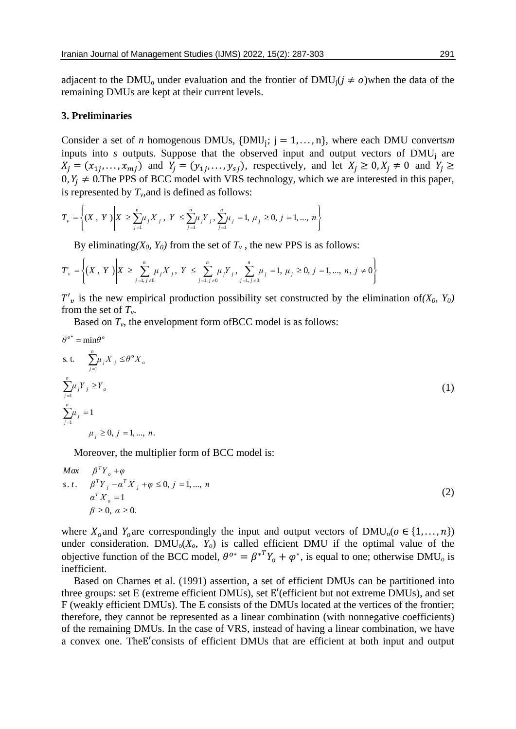adjacent to the DMU$_o$ under evaluation and the frontier of DMU$_j$($j \neq o$) when the data of the remaining DMUs are kept at their current levels.

### 3. Preliminaries

Consider a set of $n$ homogenous DMUs, $\{\text{DMU}_j;\ j = 1, \ldots, n\}$, where each DMU converts $m$ inputs into $s$ outputs. Suppose that the observed input and output vectors of DMU$_j$ are $X_j = (x_{1j}, \ldots, x_{mj})$ and $Y_j = (y_{1j}, \ldots, y_{sj})$, respectively, and let $X_j \geq 0, X_j \neq 0$ and $Y_j \geq 0, Y_j \neq 0$. The PPS of BCC model with VRS technology, which we are interested in this paper, is represented by $T_v$, and is defined as follows:

$$T_v = \left\{ (X, Y) \middle| X \geq \sum_{j=1}^{n} \mu_j X_j,\ Y \leq \sum_{j=1}^{n} \mu_j Y_j,\ \sum_{j=1}^{n} \mu_j = 1,\ \mu_j \geq 0,\ j = 1, \ldots, n \right\}$$

By eliminating $(X_0, Y_0)$ from the set of $T_v$, the new PPS is as follows:

$$T'_v = \left\{ (X, Y) \middle| X \geq \sum_{j=1, j\neq 0}^{n} \mu_j X_j,\ Y \leq \sum_{j=1, j\neq 0}^{n} \mu_j Y_j,\ \sum_{j=1, j\neq 0}^{n} \mu_j = 1,\ \mu_j \geq 0,\ j = 1, \ldots, n,\ j \neq 0 \right\}$$

$T'_v$ is the new empirical production possibility set constructed by the elimination of $(X_0, Y_0)$ from the set of $T_v$.

Based on $T_v$, the envelopment form of BCC model is as follows:

$$\begin{aligned}
& \theta^{o*} = \min \theta^o \\
& \text{s. t.} \quad \sum_{j=1}^{n} \mu_j X_j \leq \theta^o X_o \\
& \sum_{j=1}^{n} \mu_j Y_j \geq Y_o \\
& \sum_{j=1}^{n} \mu_j = 1 \\
& \quad \mu_j \geq 0,\ j = 1, \ldots, n.
\end{aligned} \tag{1}$$

Moreover, the multiplier form of BCC model is:

$$\begin{aligned}
Max \quad & \beta^T Y_o + \varphi \\
s.t. \quad & \beta^T Y_j - \alpha^T X_j + \varphi \leq 0,\ j = 1, \ldots, n \\
& \alpha^T X_o = 1 \\
& \beta \geq 0,\ \alpha \geq 0.
\end{aligned} \tag{2}$$

where $X_o$ and $Y_o$ are correspondingly the input and output vectors of DMU$_o$($o \in \{1, \ldots, n\}$) under consideration. DMU$_o$($X_o$, $Y_o$) is called efficient DMU if the optimal value of the objective function of the BCC model, $\theta^{o*} = \beta^{*T} Y_o + \varphi^*$, is equal to one; otherwise DMU$_o$ is inefficient.

Based on Charnes et al. (1991) assertion, a set of efficient DMUs can be partitioned into three groups: set E (extreme efficient DMUs), set E′ (efficient but not extreme DMUs), and set F (weakly efficient DMUs). The E consists of the DMUs located at the vertices of the frontier; therefore, they cannot be represented as a linear combination (with nonnegative coefficients) of the remaining DMUs. In the case of VRS, instead of having a linear combination, we have a convex one. The E′ consists of efficient DMUs that are efficient at both input and output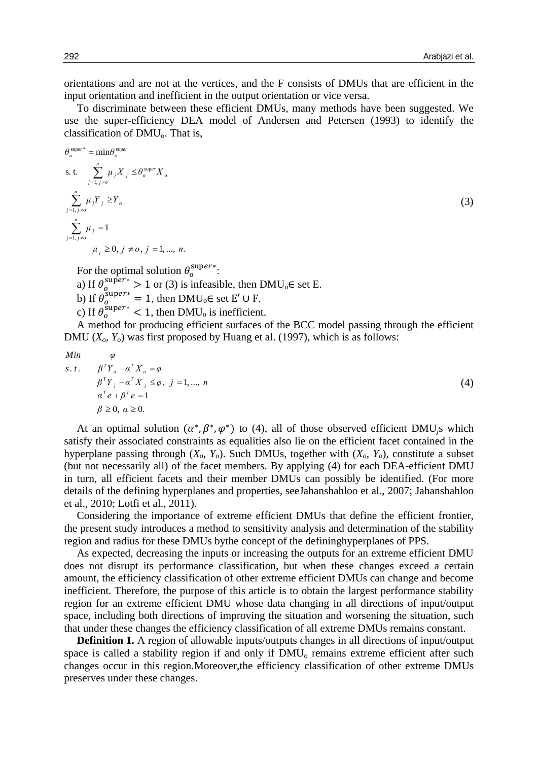orientations and are not at the vertices, and the F consists of DMUs that are efficient in the input orientation and inefficient in the output orientation or vice versa.

To discriminate between these efficient DMUs, many methods have been suggested. We use the super-efficiency DEA model of Andersen and Petersen (1993) to identify the classification of $DMU_o$. That is,

$$
\begin{aligned}
&\theta_o^{\text{super}*} = \min \theta_o^{\text{super}} \\
&\text{s. t.} \quad \sum_{j=1,\, j\neq o}^{n} \mu_j X_j \leq \theta_o^{\text{super}} X_o \\
&\sum_{j=1,\, j\neq o}^{n} \mu_j Y_j \geq Y_o \\
&\sum_{j=1,\, j\neq o}^{n} \mu_j = 1 \\
&\quad \mu_j \geq 0,\ j \neq o,\ j = 1, \ldots, n.
\end{aligned}
\tag{3}
$$

For the optimal solution $\theta_o^{\text{super}*}$:

a) If $\theta_o^{\text{super}*} > 1$ or (3) is infeasible, then $DMU_o \in$ set E.

b) If $\theta_o^{\text{super}*} = 1$, then $DMU_o \in$ set $E' \cup F$.

c) If $\theta_o^{\text{super}*} < 1$, then $DMU_o$ is inefficient.

A method for producing efficient surfaces of the BCC model passing through the efficient DMU ($X_o$, $Y_o$) was first proposed by Huang et al. (1997), which is as follows:

$$
\begin{aligned}
&Min \quad \varphi \\
&s.t. \quad \beta^T Y_o - \alpha^T X_o = \varphi \\
&\qquad \beta^T Y_j - \alpha^T X_j \leq \varphi,\ j = 1, \ldots, n \\
&\qquad \alpha^T e + \beta^T e = 1 \\
&\qquad \beta \geq 0,\ \alpha \geq 0.
\end{aligned}
\tag{4}
$$

At an optimal solution $(\alpha^*, \beta^*, \varphi^*)$ to (4), all of those observed efficient $DMU_j$s which satisfy their associated constraints as equalities also lie on the efficient facet contained in the hyperplane passing through ($X_o$, $Y_o$). Such DMUs, together with ($X_o$, $Y_o$), constitute a subset (but not necessarily all) of the facet members. By applying (4) for each DEA-efficient DMU in turn, all efficient facets and their member DMUs can possibly be identified. (For more details of the defining hyperplanes and properties, seeJahanshahloo et al., 2007; Jahanshahloo et al., 2010; Lotfi et al., 2011).

Considering the importance of extreme efficient DMUs that define the efficient frontier, the present study introduces a method to sensitivity analysis and determination of the stability region and radius for these DMUs bythe concept of the defininghyperplanes of PPS.

As expected, decreasing the inputs or increasing the outputs for an extreme efficient DMU does not disrupt its performance classification, but when these changes exceed a certain amount, the efficiency classification of other extreme efficient DMUs can change and become inefficient. Therefore, the purpose of this article is to obtain the largest performance stability region for an extreme efficient DMU whose data changing in all directions of input/output space, including both directions of improving the situation and worsening the situation, such that under these changes the efficiency classification of all extreme DMUs remains constant.

**Definition 1.** A region of allowable inputs/outputs changes in all directions of input/output space is called a stability region if and only if $DMU_o$ remains extreme efficient after such changes occur in this region.Moreover,the efficiency classification of other extreme DMUs preserves under these changes.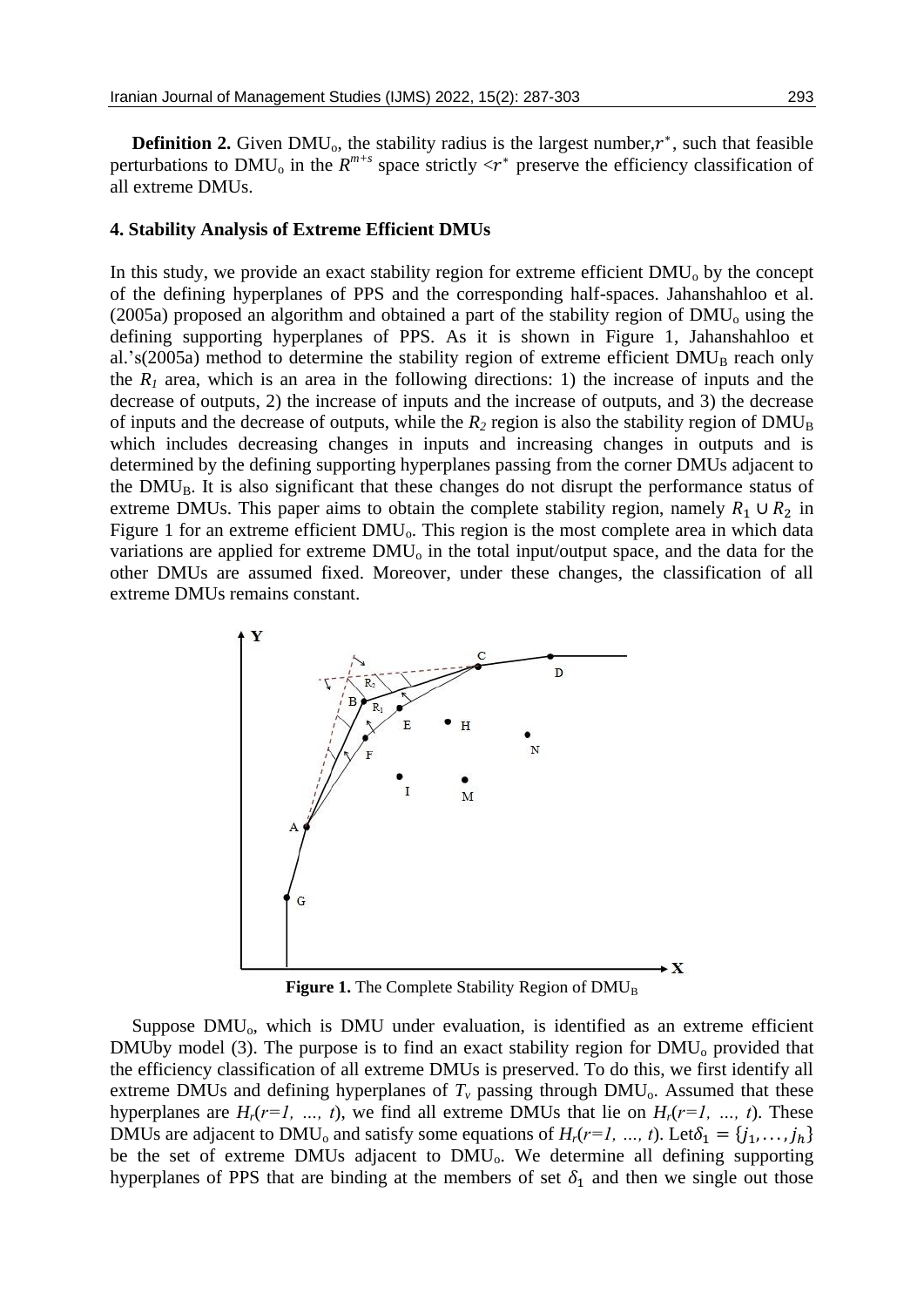**Definition 2.** Given DMU$_o$, the stability radius is the largest number,$r^*$, such that feasible perturbations to DMU$_o$ in the $R^{m+s}$ space strictly $<r^*$ preserve the efficiency classification of all extreme DMUs.

### 4. Stability Analysis of Extreme Efficient DMUs

In this study, we provide an exact stability region for extreme efficient DMU$_o$ by the concept of the defining hyperplanes of PPS and the corresponding half-spaces. Jahanshahloo et al. (2005a) proposed an algorithm and obtained a part of the stability region of DMU$_o$ using the defining supporting hyperplanes of PPS. As it is shown in Figure 1, Jahanshahloo et al.'s(2005a) method to determine the stability region of extreme efficient DMU$_B$ reach only the $R_1$ area, which is an area in the following directions: 1) the increase of inputs and the decrease of outputs, 2) the increase of inputs and the increase of outputs, and 3) the decrease of inputs and the decrease of outputs, while the $R_2$ region is also the stability region of DMU$_B$ which includes decreasing changes in inputs and increasing changes in outputs and is determined by the defining supporting hyperplanes passing from the corner DMUs adjacent to the DMU$_B$. It is also significant that these changes do not disrupt the performance status of extreme DMUs. This paper aims to obtain the complete stability region, namely $R_1 \cup R_2$ in Figure 1 for an extreme efficient DMU$_o$. This region is the most complete area in which data variations are applied for extreme DMU$_o$ in the total input/output space, and the data for the other DMUs are assumed fixed. Moreover, under these changes, the classification of all extreme DMUs remains constant.

**Figure 1.** The Complete Stability Region of DMU$_B$

Suppose DMU$_o$, which is DMU under evaluation, is identified as an extreme efficient DMUby model (3). The purpose is to find an exact stability region for DMU$_o$ provided that the efficiency classification of all extreme DMUs is preserved. To do this, we first identify all extreme DMUs and defining hyperplanes of $T_v$ passing through DMU$_o$. Assumed that these hyperplanes are $H_r(r=1, \ldots, t)$, we find all extreme DMUs that lie on $H_r(r=1, \ldots, t)$. These DMUs are adjacent to DMU$_o$ and satisfy some equations of $H_r(r=1, \ldots, t)$. Let$\delta_1 = \{j_1, \ldots, j_h\}$ be the set of extreme DMUs adjacent to DMU$_o$. We determine all defining supporting hyperplanes of PPS that are binding at the members of set $\delta_1$ and then we single out those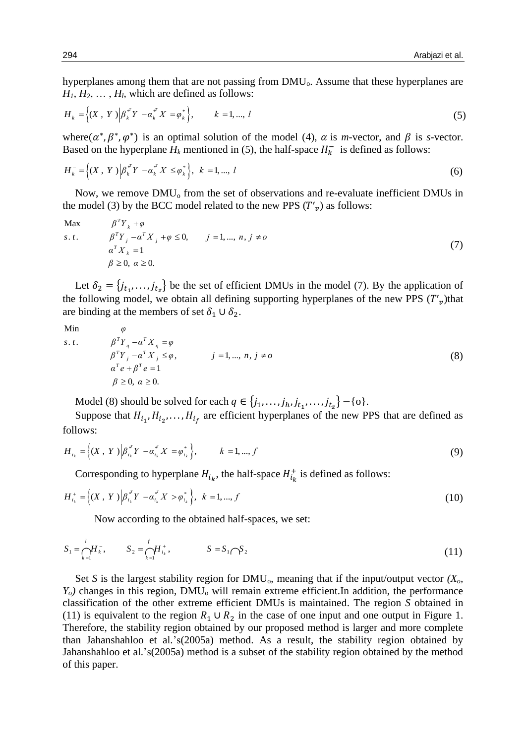hyperplanes among them that are not passing from DMU$_o$. Assume that these hyperplanes are $H_1$, $H_2$, … , $H_l$, which are defined as follows:

$$H_k = \left\{(X\ ,\ Y\ )\middle|\beta_k^{*T} Y - \alpha_k^{*T} X = \varphi_k^*\right\}, \qquad k = 1, ..., l \tag{5}$$

where$(\alpha^*, \beta^*, \varphi^*)$ is an optimal solution of the model (4), $\alpha$ is $m$-vector, and $\beta$ is $s$-vector. Based on the hyperplane $H_k$ mentioned in (5), the half-space $H_k^-$ is defined as follows:

$$H_k^- = \left\{(X\ ,\ Y\ )\middle|\beta_k^{*T} Y - \alpha_k^{*T} X \le \varphi_k^*\right\},\ \ k = 1, ..., l \tag{6}$$

Now, we remove DMU$_o$ from the set of observations and re-evaluate inefficient DMUs in the model (3) by the BCC model related to the new PPS ($T'_v$) as follows:

$$\begin{aligned}
\text{Max} \quad & \beta^T Y_k + \varphi \\
s.t. \quad & \beta^T Y_j - \alpha^T X_j + \varphi \le 0, \qquad j = 1, ..., n,\ j \ne o \\
& \alpha^T X_k = 1 \\
& \beta \ge 0,\ \alpha \ge 0.
\end{aligned} \tag{7}$$

Let $\delta_2 = \{j_{t_1}, \dots, j_{t_z}\}$ be the set of efficient DMUs in the model (7). By the application of the following model, we obtain all defining supporting hyperplanes of the new PPS ($T'_v$)that are binding at the members of set $\delta_1 \cup \delta_2$.

$$\begin{aligned}
\text{Min} \quad & \varphi \\
s.t. \quad & \beta^T Y_q - \alpha^T X_q = \varphi \\
& \beta^T Y_j - \alpha^T X_j \le \varphi, \qquad j = 1, ..., n,\ j \ne o \\
& \alpha^T e + \beta^T e = 1 \\
& \beta \ge 0,\ \alpha \ge 0.
\end{aligned} \tag{8}$$

Model (8) should be solved for each $q \in \{j_1, \dots, j_h, j_{t_1}, \dots, j_{t_z}\} - \{o\}$.

Suppose that $H_{i_1}, H_{i_2}, \dots, H_{i_f}$ are efficient hyperplanes of the new PPS that are defined as follows:

$$H_{i_k} = \left\{(X\ ,\ Y\ )\middle|\beta_{i_k}^{*T} Y - \alpha_{i_k}^{*T} X = \varphi_{i_k}^*\right\}, \qquad k = 1, ..., f \tag{9}$$

Corresponding to hyperplane $H_{i_k}$, the half-space $H_{i_k}^+$ is defined as follows:

$$H_{i_k}^+ = \left\{(X\ ,\ Y\ )\middle|\beta_{i_k}^{*T} Y - \alpha_{i_k}^{*T} X > \varphi_{i_k}^*\right\},\ \ k = 1, ..., f \tag{10}$$

Now according to the obtained half-spaces, we set:

$$S_1 = \bigcap_{k=1}^{l} H_k^-, \qquad S_2 = \bigcap_{k=1}^{f} H_{i_k}^+, \qquad S = S_1 \cap S_2 \tag{11}$$

Set $S$ is the largest stability region for DMU$_o$, meaning that if the input/output vector *($X_o$, $Y_o$)* changes in this region, DMU$_o$ will remain extreme efficient.In addition, the performance classification of the other extreme efficient DMUs is maintained. The region $S$ obtained in (11) is equivalent to the region $R_1 \cup R_2$ in the case of one input and one output in Figure 1. Therefore, the stability region obtained by our proposed method is larger and more complete than Jahanshahloo et al.'s(2005a) method. As a result, the stability region obtained by Jahanshahloo et al.'s(2005a) method is a subset of the stability region obtained by the method of this paper.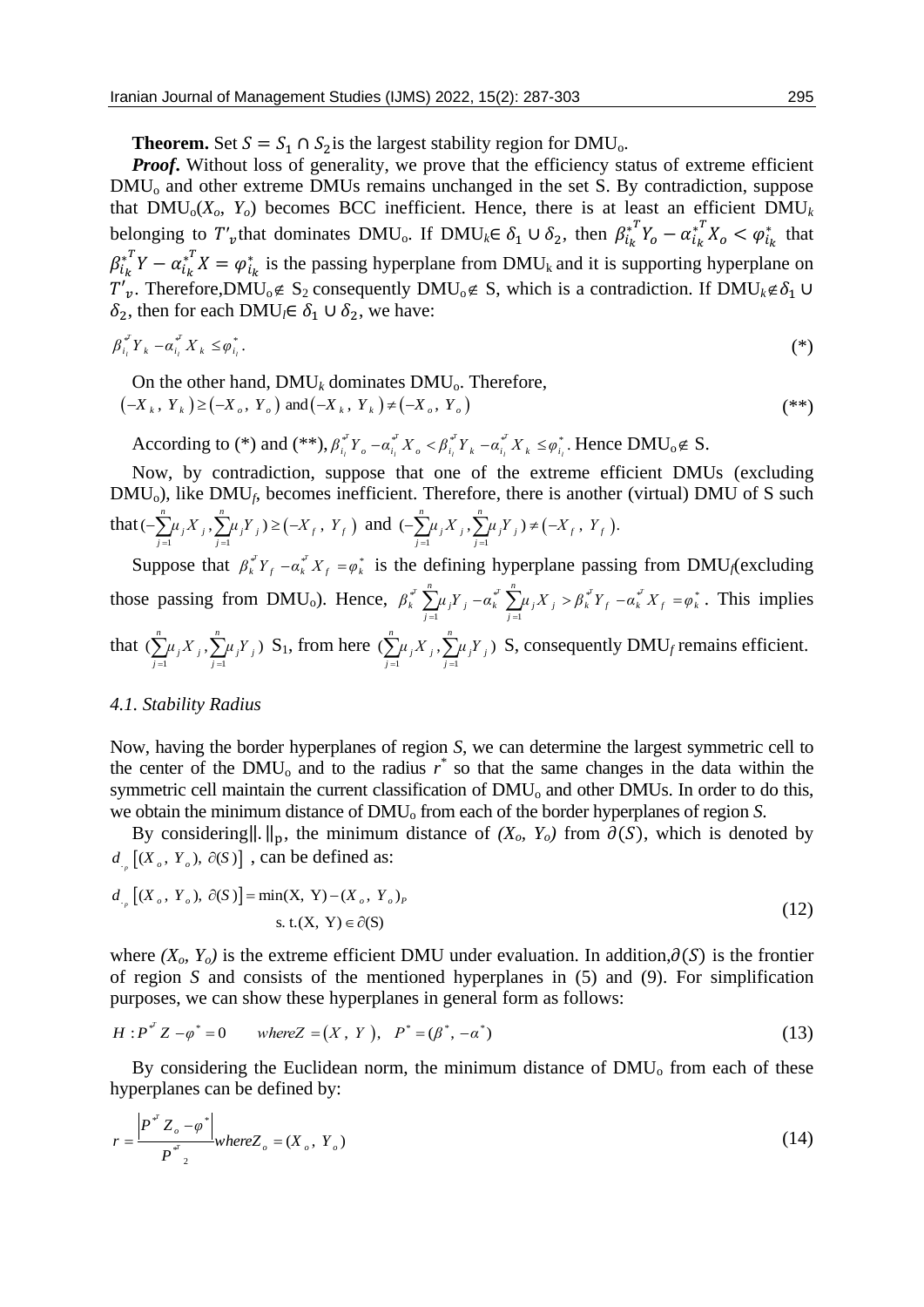**Theorem.** Set $S = S_1 \cap S_2$ is the largest stability region for DMU$_o$.

***Proof***. Without loss of generality, we prove that the efficiency status of extreme efficient DMU$_o$ and other extreme DMUs remains unchanged in the set S. By contradiction, suppose that DMU$_o$($X_o$, $Y_o$) becomes BCC inefficient. Hence, there is at least an efficient DMU$_k$ belonging to $T'_v$ that dominates DMU$_o$. If DMU$_k \in \delta_1 \cup \delta_2$, then $\beta_{i_k}^{*T} Y_o - \alpha_{i_k}^{*T} X_o < \varphi_{i_k}^*$ that $\beta_{i_k}^{*T} Y - \alpha_{i_k}^{*T} X = \varphi_{i_k}^*$ is the passing hyperplane from DMU$_k$ and it is supporting hyperplane on $T'_v$. Therefore, DMU$_o \notin$ S$_2$ consequently DMU$_o \notin$ S, which is a contradiction. If DMU$_k \notin \delta_1 \cup \delta_2$, then for each DMU$_l \in \delta_1 \cup \delta_2$, we have:

$$\beta_{i_l}^{*T} Y_k - \alpha_{i_l}^{*T} X_k \leq \varphi_{i_l}^*. \tag{*}$$

On the other hand, DMU$_k$ dominates DMU$_o$. Therefore,

$$\left(-X_k,\ Y_k\right) \geq \left(-X_o,\ Y_o\right) \text{ and } \left(-X_k,\ Y_k\right) \neq \left(-X_o,\ Y_o\right) \tag{**}$$

According to (*) and (**), $\beta_{i_l}^{*T} Y_o - \alpha_{i_l}^{*T} X_o < \beta_{i_l}^{*T} Y_k - \alpha_{i_l}^{*T} X_k \leq \varphi_{i_l}^*$. Hence DMU$_o \notin$ S.

Now, by contradiction, suppose that one of the extreme efficient DMUs (excluding DMU$_o$), like DMU$_f$, becomes inefficient. Therefore, there is another (virtual) DMU of S such that $(-\sum_{j=1}^{n}\mu_j X_j, \sum_{j=1}^{n}\mu_j Y_j) \geq \left(-X_f,\ Y_f\right)$ and $(-\sum_{j=1}^{n}\mu_j X_j, \sum_{j=1}^{n}\mu_j Y_j) \neq \left(-X_f,\ Y_f\right)$.

Suppose that $\beta_k^{*T} Y_f - \alpha_k^{*T} X_f = \varphi_k^*$ is the defining hyperplane passing from DMU$_f$(excluding those passing from DMU$_o$). Hence, $\beta_k^{*T} \sum_{j=1}^{n}\mu_j Y_j - \alpha_k^{*T} \sum_{j=1}^{n}\mu_j X_j > \beta_k^{*T} Y_f - \alpha_k^{*T} X_f = \varphi_k^*$. This implies that $(\sum_{j=1}^{n}\mu_j X_j, \sum_{j=1}^{n}\mu_j Y_j)$ S$_1$, from here $(\sum_{j=1}^{n}\mu_j X_j, \sum_{j=1}^{n}\mu_j Y_j)$ S, consequently DMU$_f$ remains efficient.

### *4.1. Stability Radius*

Now, having the border hyperplanes of region *S*, we can determine the largest symmetric cell to the center of the DMU$_o$ and to the radius $r^*$ so that the same changes in the data within the symmetric cell maintain the current classification of DMU$_o$ and other DMUs. In order to do this, we obtain the minimum distance of DMU$_o$ from each of the border hyperplanes of region *S*.

By considering $\|.\|_p$, the minimum distance of *(X$_o$, Y$_o$)* from $\partial(S)$, which is denoted by $d_{\cdot_p}\left[(X_o,\ Y_o),\ \partial(S)\right]$, can be defined as:

$$d_{\cdot_p}\left[(X_o,\ Y_o),\ \partial(S)\right] = \min \|(\text{X},\ \text{Y}) - (X_o,\ Y_o)\|_P \quad \text{s. t.} (\text{X},\ \text{Y}) \in \partial(\text{S}) \tag{12}$$

where *(X$_o$, Y$_o$)* is the extreme efficient DMU under evaluation. In addition, $\partial(S)$ is the frontier of region *S* and consists of the mentioned hyperplanes in (5) and (9). For simplification purposes, we can show these hyperplanes in general form as follows:

$$H: P^{*T} Z - \varphi^* = 0 \qquad where\ Z = \left(X,\ Y\right),\quad P^* = (\beta^*,\ -\alpha^*) \tag{13}$$

By considering the Euclidean norm, the minimum distance of DMU$_o$ from each of these hyperplanes can be defined by:

$$r = \frac{\left|P^{*T} Z_o - \varphi^*\right|}{\left\|P^{*T}\right\|_2} where\ Z_o = (X_o,\ Y_o) \tag{14}$$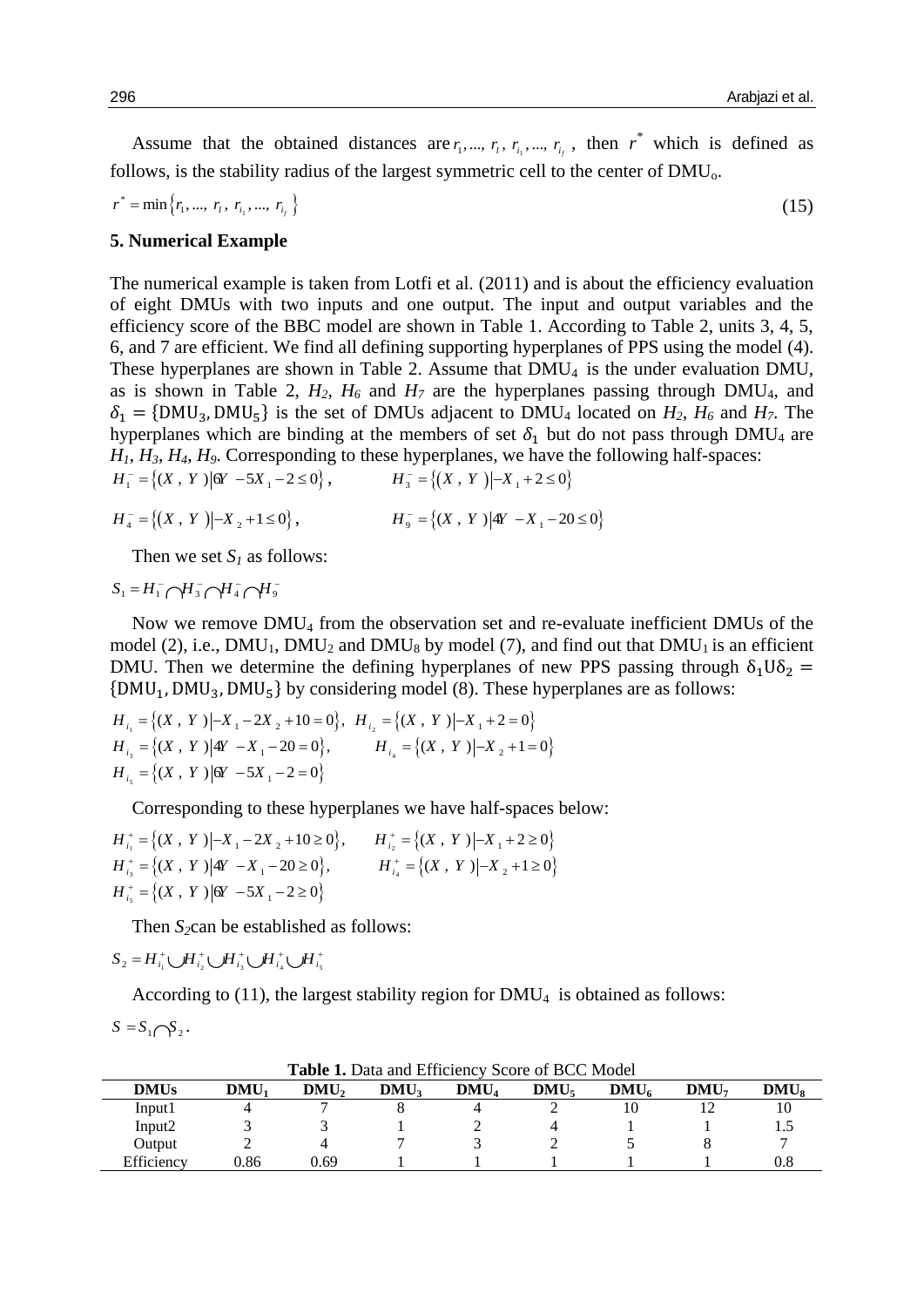Assume that the obtained distances are $r_1, ..., r_l, r_{i_1}, ..., r_{i_f}$, then $r^*$ which is defined as follows, is the stability radius of the largest symmetric cell to the center of DMU$_o$.

$$r^* = \min\{r_1, ..., r_l, r_{i_1}, ..., r_{i_f}\} \tag{15}$$

## 5. Numerical Example

The numerical example is taken from Lotfi et al. (2011) and is about the efficiency evaluation of eight DMUs with two inputs and one output. The input and output variables and the efficiency score of the BBC model are shown in Table 1. According to Table 2, units 3, 4, 5, 6, and 7 are efficient. We find all defining supporting hyperplanes of PPS using the model (4). These hyperplanes are shown in Table 2. Assume that DMU$_4$ is the under evaluation DMU, as is shown in Table 2, $H_2$, $H_6$ and $H_7$ are the hyperplanes passing through DMU$_4$, and $\delta_1 = \{\text{DMU}_3, \text{DMU}_5\}$ is the set of DMUs adjacent to DMU$_4$ located on $H_2$, $H_6$ and $H_7$. The hyperplanes which are binding at the members of set $\delta_1$ but do not pass through DMU$_4$ are $H_1$, $H_3$, $H_4$, $H_9$. Corresponding to these hyperplanes, we have the following half-spaces:

$$H_1^- = \{(X, Y) | 6Y - 5X_1 - 2 \le 0\}, \qquad H_3^- = \{(X, Y) | -X_1 + 2 \le 0\}$$

$$H_4^- = \{(X, Y) | -X_2 + 1 \le 0\}, \qquad H_9^- = \{(X, Y) | 4Y - X_1 - 20 \le 0\}$$

Then we set $S_1$ as follows:

$$S_1 = H_1^- \cap H_3^- \cap H_4^- \cap H_9^-$$

Now we remove DMU$_4$ from the observation set and re-evaluate inefficient DMUs of the model (2), i.e., DMU$_1$, DMU$_2$ and DMU$_8$ by model (7), and find out that DMU$_1$ is an efficient DMU. Then we determine the defining hyperplanes of new PPS passing through $\delta_1 \cup \delta_2 = \{\text{DMU}_1, \text{DMU}_3, \text{DMU}_5\}$ by considering model (8). These hyperplanes are as follows:

$$H_{i_1} = \{(X, Y) | -X_1 - 2X_2 + 10 = 0\}, \quad H_{i_2} = \{(X, Y) | -X_1 + 2 = 0\}$$
$$H_{i_3} = \{(X, Y) | 4Y - X_1 - 20 = 0\}, \qquad H_{i_4} = \{(X, Y) | -X_2 + 1 = 0\}$$
$$H_{i_5} = \{(X, Y) | 6Y - 5X_1 - 2 = 0\}$$

Corresponding to these hyperplanes we have half-spaces below:

$$H_{i_1}^+ = \{(X, Y) | -X_1 - 2X_2 + 10 \ge 0\}, \qquad H_{i_2}^+ = \{(X, Y) | -X_1 + 2 \ge 0\}$$
$$H_{i_3}^+ = \{(X, Y) | 4Y - X_1 - 20 \ge 0\}, \qquad H_{i_4}^+ = \{(X, Y) | -X_2 + 1 \ge 0\}$$
$$H_{i_5}^+ = \{(X, Y) | 6Y - 5X_1 - 2 \ge 0\}$$

Then $S_2$ can be established as follows:

$$S_2 = H_{i_1}^+ \cup H_{i_2}^+ \cup H_{i_3}^+ \cup H_{i_4}^+ \cup H_{i_5}^+$$

According to (11), the largest stability region for DMU$_4$ is obtained as follows:

$$S = S_1 \cap S_2.$$

**Table 1.** Data and Efficiency Score of BCC Model

| **DMUs** | **DMU$_1$** | **DMU$_2$** | **DMU$_3$** | **DMU$_4$** | **DMU$_5$** | **DMU$_6$** | **DMU$_7$** | **DMU$_8$** |
|---|---|---|---|---|---|---|---|---|
| Input1 | 4 | 7 | 8 | 4 | 2 | 10 | 12 | 10 |
| Input2 | 3 | 3 | 1 | 2 | 4 | 1 | 1 | 1.5 |
| Output | 2 | 4 | 7 | 3 | 2 | 5 | 8 | 7 |
| Efficiency | 0.86 | 0.69 | 1 | 1 | 1 | 1 | 1 | 0.8 |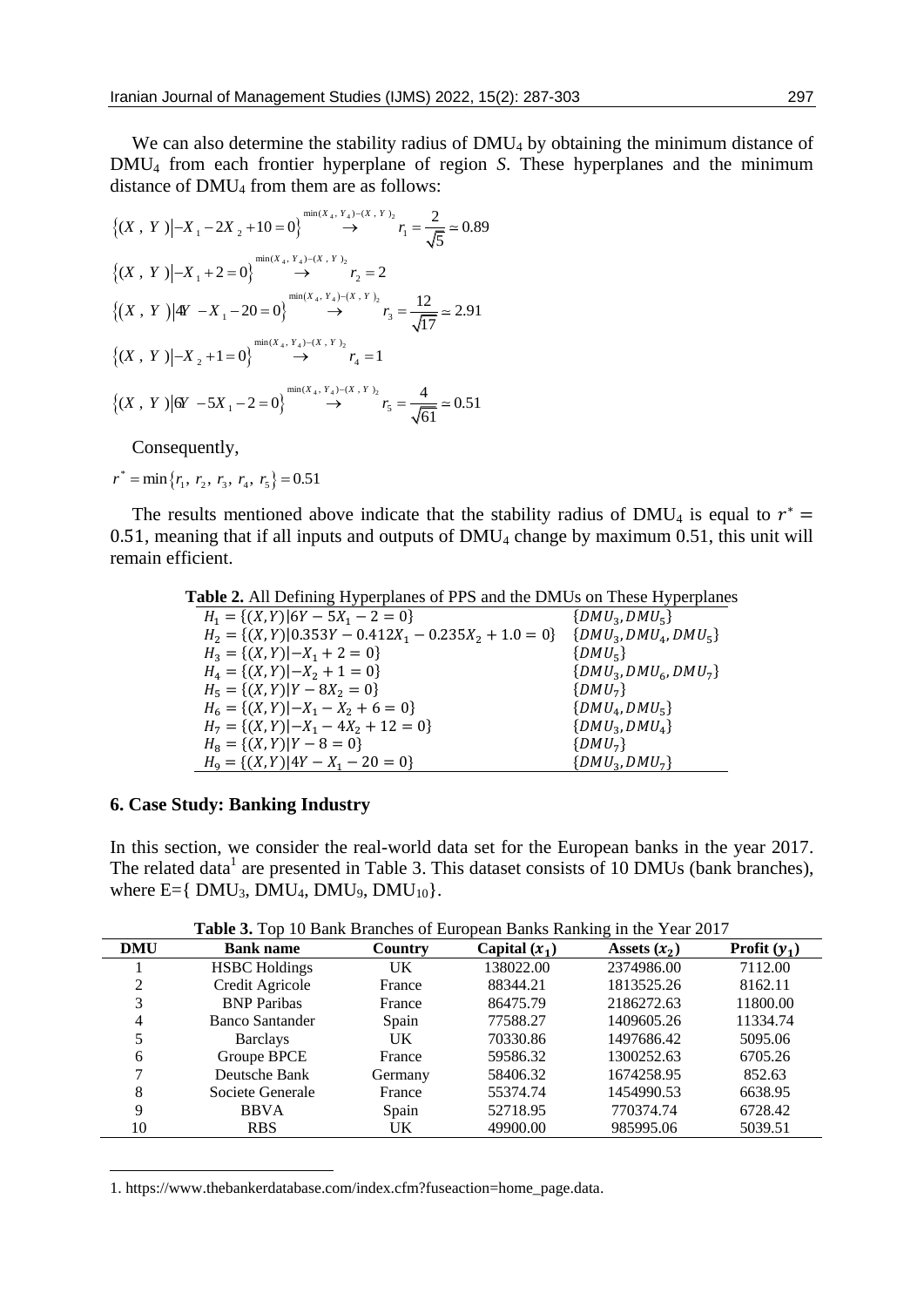We can also determine the stability radius of $DMU_4$ by obtaining the minimum distance of $DMU_4$ from each frontier hyperplane of region *S*. These hyperplanes and the minimum distance of $DMU_4$ from them are as follows:

$$\{(X\ ,\ Y\ )| -X_1 - 2X_2 + 10 = 0\} \overset{\min(X_4,\ Y_4)-(X\ ,\ Y\ )_2}{\rightarrow} r_1 = \frac{2}{\sqrt{5}} \simeq 0.89$$

$$\{(X\ ,\ Y\ )| -X_1 + 2 = 0\} \overset{\min(X_4,\ Y_4)-(X\ ,\ Y\ )_2}{\rightarrow} r_2 = 2$$

$$\{(X\ ,\ Y\ )| 4Y - X_1 - 20 = 0\} \overset{\min(X_4,\ Y_4)-(X\ ,\ Y\ )_2}{\rightarrow} r_3 = \frac{12}{\sqrt{17}} \simeq 2.91$$

$$\{(X\ ,\ Y\ )| -X_2 + 1 = 0\} \overset{\min(X_4,\ Y_4)-(X\ ,\ Y\ )_2}{\rightarrow} r_4 = 1$$

$$\{(X\ ,\ Y\ )| 6Y - 5X_1 - 2 = 0\} \overset{\min(X_4,\ Y_4)-(X\ ,\ Y\ )_2}{\rightarrow} r_5 = \frac{4}{\sqrt{61}} \simeq 0.51$$

Consequently,

$$r^* = \min\{r_1,\ r_2,\ r_3,\ r_4,\ r_5\} = 0.51$$

The results mentioned above indicate that the stability radius of $DMU_4$ is equal to $r^* = 0.51$, meaning that if all inputs and outputs of $DMU_4$ change by maximum 0.51, this unit will remain efficient.

**Table 2.** All Defining Hyperplanes of PPS and the DMUs on These Hyperplanes

| Hyperplane | DMUs |
|---|---|
| $H_1 = \{(X,Y) \mid 6Y - 5X_1 - 2 = 0\}$ | $\{DMU_3, DMU_5\}$ |
| $H_2 = \{(X,Y) \mid 0.353Y - 0.412X_1 - 0.235X_2 + 1.0 = 0\}$ | $\{DMU_3, DMU_4, DMU_5\}$ |
| $H_3 = \{(X,Y) \mid -X_1 + 2 = 0\}$ | $\{DMU_5\}$ |
| $H_4 = \{(X,Y) \mid -X_2 + 1 = 0\}$ | $\{DMU_3, DMU_6, DMU_7\}$ |
| $H_5 = \{(X,Y) \mid Y - 8X_2 = 0\}$ | $\{DMU_7\}$ |
| $H_6 = \{(X,Y) \mid -X_1 - X_2 + 6 = 0\}$ | $\{DMU_4, DMU_5\}$ |
| $H_7 = \{(X,Y) \mid -X_1 - 4X_2 + 12 = 0\}$ | $\{DMU_3, DMU_4\}$ |
| $H_8 = \{(X,Y) \mid Y - 8 = 0\}$ | $\{DMU_7\}$ |
| $H_9 = \{(X,Y) \mid 4Y - X_1 - 20 = 0\}$ | $\{DMU_3, DMU_7\}$ |

## 6. Case Study: Banking Industry

In this section, we consider the real-world data set for the European banks in the year 2017. The related data[1] are presented in Table 3. This dataset consists of 10 DMUs (bank branches), where E={ $DMU_3$, $DMU_4$, $DMU_9$, $DMU_{10}$}.

**Table 3.** Top 10 Bank Branches of European Banks Ranking in the Year 2017

| DMU | Bank name | Country | Capital ($x_1$) | Assets ($x_2$) | Profit ($y_1$) |
|---|---|---|---|---|---|
| 1 | HSBC Holdings | UK | 138022.00 | 2374986.00 | 7112.00 |
| 2 | Credit Agricole | France | 88344.21 | 1813525.26 | 8162.11 |
| 3 | BNP Paribas | France | 86475.79 | 2186272.63 | 11800.00 |
| 4 | Banco Santander | Spain | 77588.27 | 1409605.26 | 11334.74 |
| 5 | Barclays | UK | 70330.86 | 1497686.42 | 5095.06 |
| 6 | Groupe BPCE | France | 59586.32 | 1300252.63 | 6705.26 |
| 7 | Deutsche Bank | Germany | 58406.32 | 1674258.95 | 852.63 |
| 8 | Societe Generale | France | 55374.74 | 1454990.53 | 6638.95 |
| 9 | BBVA | Spain | 52718.95 | 770374.74 | 6728.42 |
| 10 | RBS | UK | 49900.00 | 985995.06 | 5039.51 |

1. https://www.thebankerdatabase.com/index.cfm?fuseaction=home_page.data.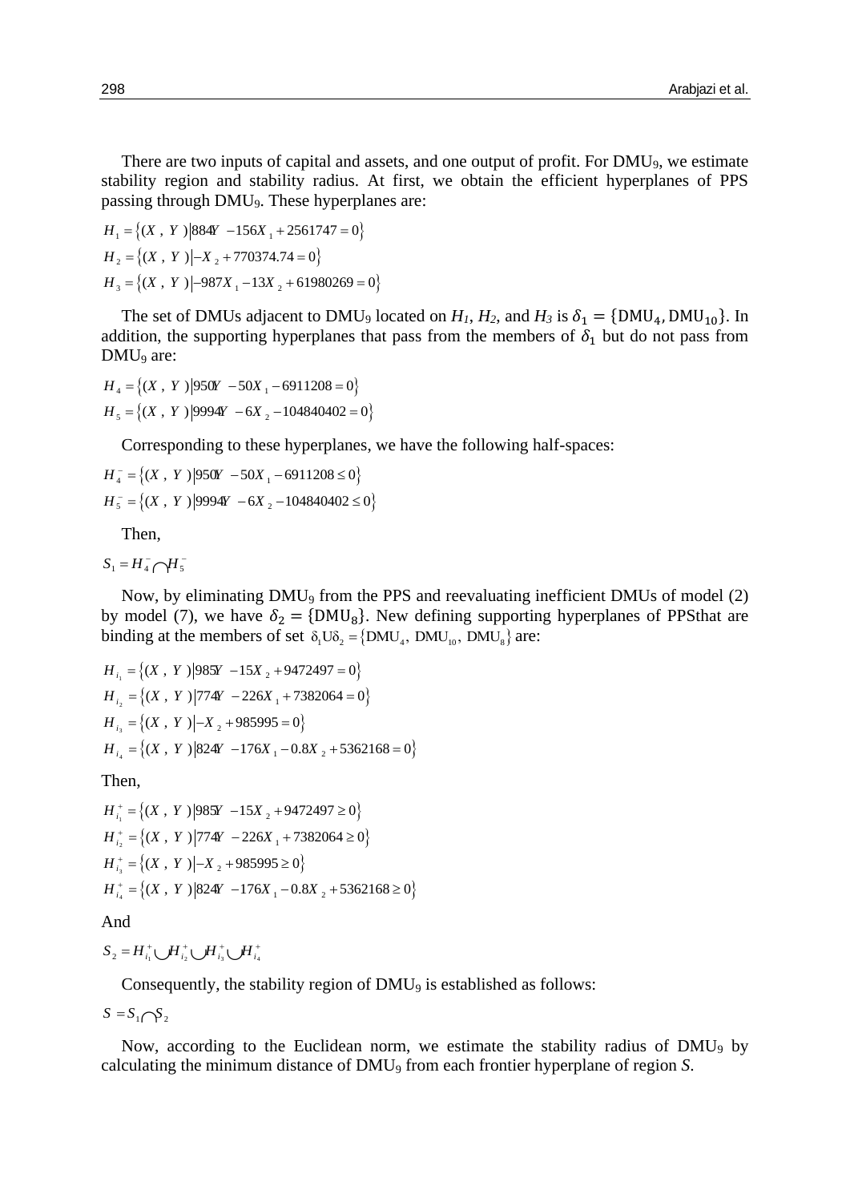There are two inputs of capital and assets, and one output of profit. For $DMU_9$, we estimate stability region and stability radius. At first, we obtain the efficient hyperplanes of PPS passing through $DMU_9$. These hyperplanes are:

$$H_1 = \{(X\ ,\ Y\ )|884Y\ -156X_1 + 2561747 = 0\}$$
$$H_2 = \{(X\ ,\ Y\ )|-X_2 + 770374.74 = 0\}$$
$$H_3 = \{(X\ ,\ Y\ )|-987X_1 - 13X_2 + 61980269 = 0\}$$

The set of DMUs adjacent to $DMU_9$ located on $H_1$, $H_2$, and $H_3$ is $\delta_1 = \{DMU_4, DMU_{10}\}$. In addition, the supporting hyperplanes that pass from the members of $\delta_1$ but do not pass from $DMU_9$ are:

$$H_4 = \{(X\ ,\ Y\ )|950Y\ -50X_1 - 6911208 = 0\}$$
$$H_5 = \{(X\ ,\ Y\ )|9994Y\ -6X_2 - 104840402 = 0\}$$

Corresponding to these hyperplanes, we have the following half-spaces:

$$H_4^- = \{(X\ ,\ Y\ )|950Y\ -50X_1 - 6911208 \le 0\}$$
$$H_5^- = \{(X\ ,\ Y\ )|9994Y\ -6X_2 - 104840402 \le 0\}$$

Then,

$$S_1 = H_4^- \cap H_5^-$$

Now, by eliminating $DMU_9$ from the PPS and reevaluating inefficient DMUs of model (2) by model (7), we have $\delta_2 = \{DMU_8\}$. New defining supporting hyperplanes of PPSthat are binding at the members of set $\delta_1 U \delta_2 = \{DMU_4,\ DMU_{10},\ DMU_8\}$ are:

$$H_{i_1} = \{(X\ ,\ Y\ )|985Y\ -15X_2 + 9472497 = 0\}$$
$$H_{i_2} = \{(X\ ,\ Y\ )|774Y\ -226X_1 + 7382064 = 0\}$$
$$H_{i_3} = \{(X\ ,\ Y\ )|-X_2 + 985995 = 0\}$$
$$H_{i_4} = \{(X\ ,\ Y\ )|824Y\ -176X_1 - 0.8X_2 + 5362168 = 0\}$$

Then,

$$H_{i_1}^+ = \{(X\ ,\ Y\ )|985Y\ -15X_2 + 9472497 \ge 0\}$$
$$H_{i_2}^+ = \{(X\ ,\ Y\ )|774Y\ -226X_1 + 7382064 \ge 0\}$$
$$H_{i_3}^+ = \{(X\ ,\ Y\ )|-X_2 + 985995 \ge 0\}$$
$$H_{i_4}^+ = \{(X\ ,\ Y\ )|824Y\ -176X_1 - 0.8X_2 + 5362168 \ge 0\}$$

And

$$S_2 = H_{i_1}^+ \cup H_{i_2}^+ \cup H_{i_3}^+ \cup H_{i_4}^+$$

Consequently, the stability region of $DMU_9$ is established as follows:

$$S = S_1 \cap S_2$$

Now, according to the Euclidean norm, we estimate the stability radius of $DMU_9$ by calculating the minimum distance of $DMU_9$ from each frontier hyperplane of region $S$.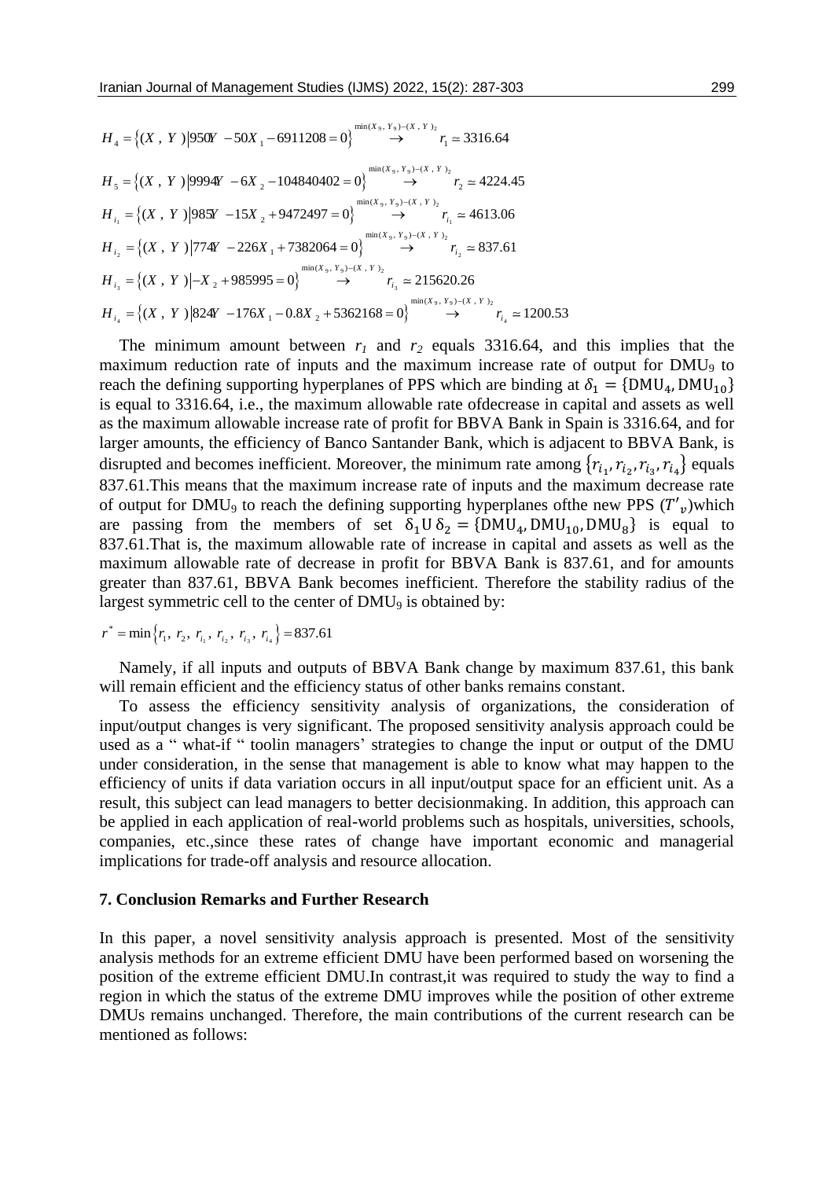$$H_4 = \left\{(X\ ,\ Y\ )\middle|950Y\ -50X_1 - 6911208 = 0\right\} \xrightarrow{\min(X_9,\ Y_9)-(X\ ,\ Y\ )_2} r_1 \simeq 3316.64$$

$$H_5 = \left\{(X\ ,\ Y\ )\middle|9994Y\ -6X_2 - 104840402 = 0\right\} \xrightarrow{\min(X_9,\ Y_9)-(X\ ,\ Y\ )_2} r_2 \simeq 4224.45$$

$$H_{i_1} = \left\{(X\ ,\ Y\ )\middle|985Y\ -15X_2 + 9472497 = 0\right\} \xrightarrow{\min(X_9,\ Y_9)-(X\ ,\ Y\ )_2} r_{i_1} \simeq 4613.06$$

$$H_{i_2} = \left\{(X\ ,\ Y\ )\middle|774Y\ -226X_1 + 7382064 = 0\right\} \xrightarrow{\min(X_9,\ Y_9)-(X\ ,\ Y\ )_2} r_{i_2} \simeq 837.61$$

$$H_{i_3} = \left\{(X\ ,\ Y\ )\middle|-X_2 + 985995 = 0\right\} \xrightarrow{\min(X_9,\ Y_9)-(X\ ,\ Y\ )_2} r_{i_3} \simeq 215620.26$$

$$H_{i_4} = \left\{(X\ ,\ Y\ )\middle|824Y\ -176X_1 - 0.8X_2 + 5362168 = 0\right\} \xrightarrow{\min(X_9,\ Y_9)-(X\ ,\ Y\ )_2} r_{i_4} \simeq 1200.53$$

The minimum amount between $r_1$ and $r_2$ equals 3316.64, and this implies that the maximum reduction rate of inputs and the maximum increase rate of output for $DMU_9$ to reach the defining supporting hyperplanes of PPS which are binding at $\delta_1 = \{DMU_4, DMU_{10}\}$ is equal to 3316.64, i.e., the maximum allowable rate ofdecrease in capital and assets as well as the maximum allowable increase rate of profit for BBVA Bank in Spain is 3316.64, and for larger amounts, the efficiency of Banco Santander Bank, which is adjacent to BBVA Bank, is disrupted and becomes inefficient. Moreover, the minimum rate among $\{r_{i_1}, r_{i_2}, r_{i_3}, r_{i_4}\}$ equals 837.61.This means that the maximum increase rate of inputs and the maximum decrease rate of output for $DMU_9$ to reach the defining supporting hyperplanes ofthe new PPS ($T'_v$)which are passing from the members of set $\delta_1 \cup \delta_2 = \{DMU_4, DMU_{10}, DMU_8\}$ is equal to 837.61.That is, the maximum allowable rate of increase in capital and assets as well as the maximum allowable rate of decrease in profit for BBVA Bank is 837.61, and for amounts greater than 837.61, BBVA Bank becomes inefficient. Therefore the stability radius of the largest symmetric cell to the center of $DMU_9$ is obtained by:

$$r^* = \min\left\{r_1,\ r_2,\ r_{i_1},\ r_{i_2},\ r_{i_3},\ r_{i_4}\right\} = 837.61$$

Namely, if all inputs and outputs of BBVA Bank change by maximum 837.61, this bank will remain efficient and the efficiency status of other banks remains constant.

To assess the efficiency sensitivity analysis of organizations, the consideration of input/output changes is very significant. The proposed sensitivity analysis approach could be used as a " what-if " toolin managers' strategies to change the input or output of the DMU under consideration, in the sense that management is able to know what may happen to the efficiency of units if data variation occurs in all input/output space for an efficient unit. As a result, this subject can lead managers to better decisionmaking. In addition, this approach can be applied in each application of real-world problems such as hospitals, universities, schools, companies, etc.,since these rates of change have important economic and managerial implications for trade-off analysis and resource allocation.

## 7. Conclusion Remarks and Further Research

In this paper, a novel sensitivity analysis approach is presented. Most of the sensitivity analysis methods for an extreme efficient DMU have been performed based on worsening the position of the extreme efficient DMU.In contrast,it was required to study the way to find a region in which the status of the extreme DMU improves while the position of other extreme DMUs remains unchanged. Therefore, the main contributions of the current research can be mentioned as follows: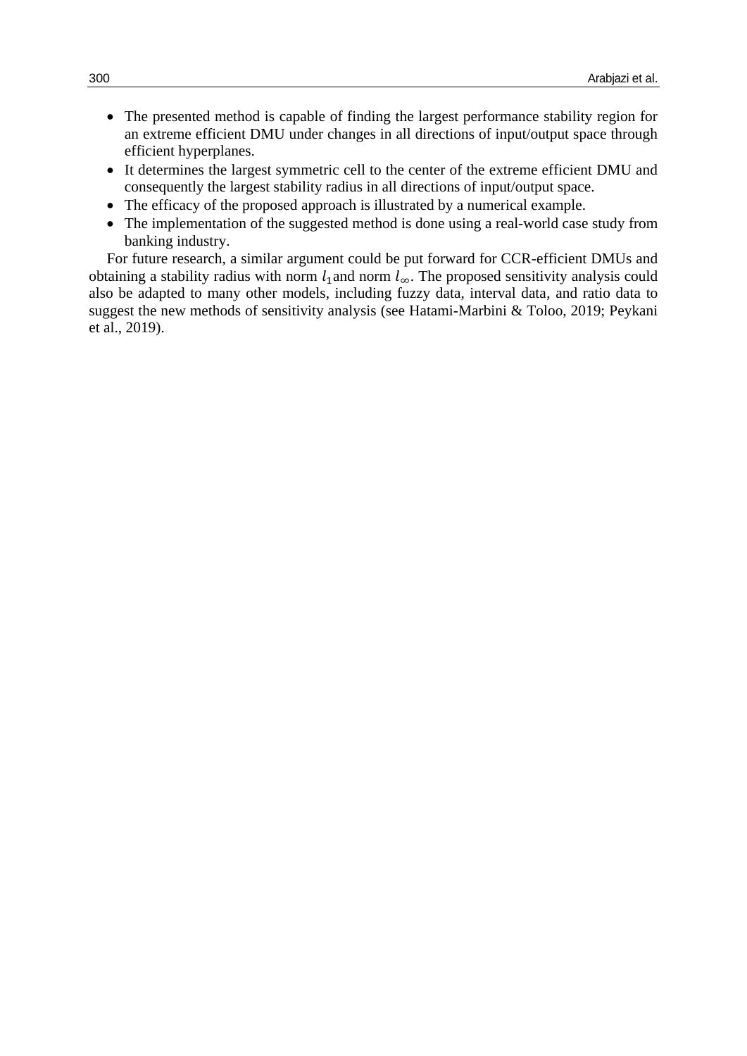- The presented method is capable of finding the largest performance stability region for an extreme efficient DMU under changes in all directions of input/output space through efficient hyperplanes.
- It determines the largest symmetric cell to the center of the extreme efficient DMU and consequently the largest stability radius in all directions of input/output space.
- The efficacy of the proposed approach is illustrated by a numerical example.
- The implementation of the suggested method is done using a real-world case study from banking industry.

For future research, a similar argument could be put forward for CCR-efficient DMUs and obtaining a stability radius with norm $l_1$ and norm $l_\infty$. The proposed sensitivity analysis could also be adapted to many other models, including fuzzy data, interval data, and ratio data to suggest the new methods of sensitivity analysis (see Hatami-Marbini & Toloo, 2019; Peykani et al., 2019).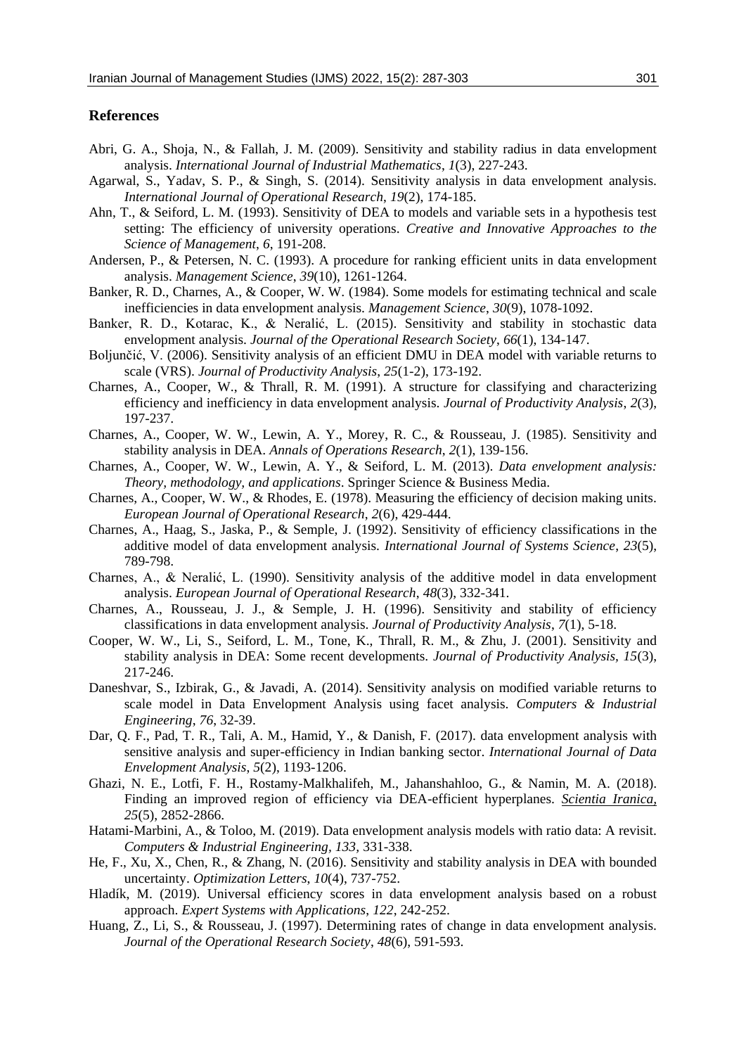## References

Abri, G. A., Shoja, N., & Fallah, J. M. (2009). Sensitivity and stability radius in data envelopment analysis. *International Journal of Industrial Mathematics*, *1*(3), 227-243.

Agarwal, S., Yadav, S. P., & Singh, S. (2014). Sensitivity analysis in data envelopment analysis. *International Journal of Operational Research*, *19*(2), 174-185.

Ahn, T., & Seiford, L. M. (1993). Sensitivity of DEA to models and variable sets in a hypothesis test setting: The efficiency of university operations. *Creative and Innovative Approaches to the Science of Management*, *6*, 191-208.

Andersen, P., & Petersen, N. C. (1993). A procedure for ranking efficient units in data envelopment analysis. *Management Science*, *39*(10), 1261-1264.

Banker, R. D., Charnes, A., & Cooper, W. W. (1984). Some models for estimating technical and scale inefficiencies in data envelopment analysis. *Management Science*, *30*(9), 1078-1092.

Banker, R. D., Kotarac, K., & Neralić, L. (2015). Sensitivity and stability in stochastic data envelopment analysis. *Journal of the Operational Research Society*, *66*(1), 134-147.

Boljunčić, V. (2006). Sensitivity analysis of an efficient DMU in DEA model with variable returns to scale (VRS). *Journal of Productivity Analysis*, *25*(1-2), 173-192.

Charnes, A., Cooper, W., & Thrall, R. M. (1991). A structure for classifying and characterizing efficiency and inefficiency in data envelopment analysis. *Journal of Productivity Analysis*, *2*(3), 197-237.

Charnes, A., Cooper, W. W., Lewin, A. Y., Morey, R. C., & Rousseau, J. (1985). Sensitivity and stability analysis in DEA. *Annals of Operations Research*, *2*(1), 139-156.

Charnes, A., Cooper, W. W., Lewin, A. Y., & Seiford, L. M. (2013). *Data envelopment analysis: Theory, methodology, and applications*. Springer Science & Business Media.

Charnes, A., Cooper, W. W., & Rhodes, E. (1978). Measuring the efficiency of decision making units. *European Journal of Operational Research*, *2*(6), 429-444.

Charnes, A., Haag, S., Jaska, P., & Semple, J. (1992). Sensitivity of efficiency classifications in the additive model of data envelopment analysis. *International Journal of Systems Science*, *23*(5), 789-798.

Charnes, A., & Neralić, L. (1990). Sensitivity analysis of the additive model in data envelopment analysis. *European Journal of Operational Research*, *48*(3), 332-341.

Charnes, A., Rousseau, J. J., & Semple, J. H. (1996). Sensitivity and stability of efficiency classifications in data envelopment analysis. *Journal of Productivity Analysis*, *7*(1), 5-18.

Cooper, W. W., Li, S., Seiford, L. M., Tone, K., Thrall, R. M., & Zhu, J. (2001). Sensitivity and stability analysis in DEA: Some recent developments. *Journal of Productivity Analysis*, *15*(3), 217-246.

Daneshvar, S., Izbirak, G., & Javadi, A. (2014). Sensitivity analysis on modified variable returns to scale model in Data Envelopment Analysis using facet analysis. *Computers & Industrial Engineering*, *76*, 32-39.

Dar, Q. F., Pad, T. R., Tali, A. M., Hamid, Y., & Danish, F. (2017). data envelopment analysis with sensitive analysis and super-efficiency in Indian banking sector. *International Journal of Data Envelopment Analysis*, *5*(2), 1193-1206.

Ghazi, N. E., Lotfi, F. H., Rostamy-Malkhalifeh, M., Jahanshahloo, G., & Namin, M. A. (2018). Finding an improved region of efficiency via DEA-efficient hyperplanes. *Scientia Iranica, 25*(5), 2852-2866.

Hatami-Marbini, A., & Toloo, M. (2019). Data envelopment analysis models with ratio data: A revisit. *Computers & Industrial Engineering, 133,* 331-338.

He, F., Xu, X., Chen, R., & Zhang, N. (2016). Sensitivity and stability analysis in DEA with bounded uncertainty. *Optimization Letters*, *10*(4), 737-752.

Hladík, M. (2019). Universal efficiency scores in data envelopment analysis based on a robust approach. *Expert Systems with Applications*, *122*, 242-252.

Huang, Z., Li, S., & Rousseau, J. (1997). Determining rates of change in data envelopment analysis. *Journal of the Operational Research Society*, *48*(6), 591-593.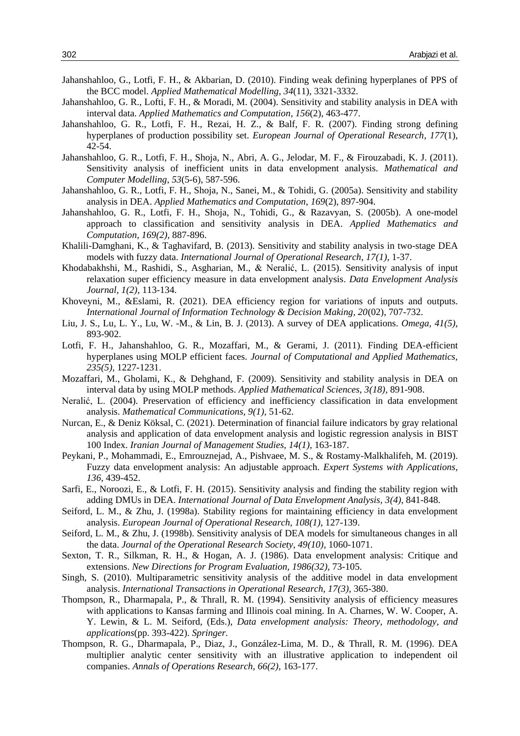Jahanshahloo, G., Lotfi, F. H., & Akbarian, D. (2010). Finding weak defining hyperplanes of PPS of the BCC model. *Applied Mathematical Modelling*, *34*(11), 3321-3332.

Jahanshahloo, G. R., Lofti, F. H., & Moradi, M. (2004). Sensitivity and stability analysis in DEA with interval data. *Applied Mathematics and Computation*, *156*(2), 463-477.

Jahanshahloo, G. R., Lotfi, F. H., Rezai, H. Z., & Balf, F. R. (2007). Finding strong defining hyperplanes of production possibility set. *European Journal of Operational Research*, *177*(1), 42-54.

Jahanshahloo, G. R., Lotfi, F. H., Shoja, N., Abri, A. G., Jelodar, M. F., & Firouzabadi, K. J. (2011). Sensitivity analysis of inefficient units in data envelopment analysis. *Mathematical and Computer Modelling*, *53*(5-6), 587-596.

Jahanshahloo, G. R., Lotfi, F. H., Shoja, N., Sanei, M., & Tohidi, G. (2005a). Sensitivity and stability analysis in DEA. *Applied Mathematics and Computation*, *169*(2), 897-904.

Jahanshahloo, G. R., Lotfi, F. H., Shoja, N., Tohidi, G., & Razavyan, S. (2005b). A one-model approach to classification and sensitivity analysis in DEA. *Applied Mathematics and Computation, 169(2),* 887-896.

Khalili-Damghani, K., & Taghavifard, B. (2013). Sensitivity and stability analysis in two-stage DEA models with fuzzy data. *International Journal of Operational Research, 17(1),* 1-37.

Khodabakhshi, M., Rashidi, S., Asgharian, M., & Neralić, L. (2015). Sensitivity analysis of input relaxation super efficiency measure in data envelopment analysis. *Data Envelopment Analysis Journal, 1(2),* 113-134.

Khoveyni, M., &Eslami, R. (2021). DEA efficiency region for variations of inputs and outputs. *International Journal of Information Technology & Decision Making, 20*(02), 707-732.

Liu, J. S., Lu, L. Y., Lu, W. -M., & Lin, B. J. (2013). A survey of DEA applications. *Omega, 41(5),* 893-902.

Lotfi, F. H., Jahanshahloo, G. R., Mozaffari, M., & Gerami, J. (2011). Finding DEA-efficient hyperplanes using MOLP efficient faces. *Journal of Computational and Applied Mathematics, 235(5),* 1227-1231.

Mozaffari, M., Gholami, K., & Dehghand, F. (2009). Sensitivity and stability analysis in DEA on interval data by using MOLP methods. *Applied Mathematical Sciences, 3(18),* 891-908.

Neralić, L. (2004). Preservation of efficiency and inefficiency classification in data envelopment analysis. *Mathematical Communications, 9(1),* 51-62.

Nurcan, E., & Deniz Köksal, C. (2021). Determination of financial failure indicators by gray relational analysis and application of data envelopment analysis and logistic regression analysis in BIST 100 Index. *Iranian Journal of Management Studies, 14(1),* 163-187.

Peykani, P., Mohammadi, E., Emrouznejad, A., Pishvaee, M. S., & Rostamy-Malkhalifeh, M. (2019). Fuzzy data envelopment analysis: An adjustable approach. *Expert Systems with Applications, 136*, 439-452.

Sarfi, E., Noroozi, E., & Lotfi, F. H. (2015). Sensitivity analysis and finding the stability region with adding DMUs in DEA. *International Journal of Data Envelopment Analysis, 3(4),* 841-848.

Seiford, L. M., & Zhu, J. (1998a). Stability regions for maintaining efficiency in data envelopment analysis. *European Journal of Operational Research, 108(1),* 127-139.

Seiford, L. M., & Zhu, J. (1998b). Sensitivity analysis of DEA models for simultaneous changes in all the data. *Journal of the Operational Research Society, 49(10),* 1060-1071.

Sexton, T. R., Silkman, R. H., & Hogan, A. J. (1986). Data envelopment analysis: Critique and extensions. *New Directions for Program Evaluation, 1986(32),* 73-105.

Singh, S. (2010). Multiparametric sensitivity analysis of the additive model in data envelopment analysis. *International Transactions in Operational Research, 17(3),* 365-380.

Thompson, R., Dharmapala, P., & Thrall, R. M. (1994). Sensitivity analysis of efficiency measures with applications to Kansas farming and Illinois coal mining. In A. Charnes, W. W. Cooper, A. Y. Lewin, & L. M. Seiford, (Eds.), *Data envelopment analysis: Theory, methodology, and applications*(pp. 393-422). *Springer.*

Thompson, R. G., Dharmapala, P., Diaz, J., González-Lima, M. D., & Thrall, R. M. (1996). DEA multiplier analytic center sensitivity with an illustrative application to independent oil companies. *Annals of Operations Research, 66(2),* 163-177.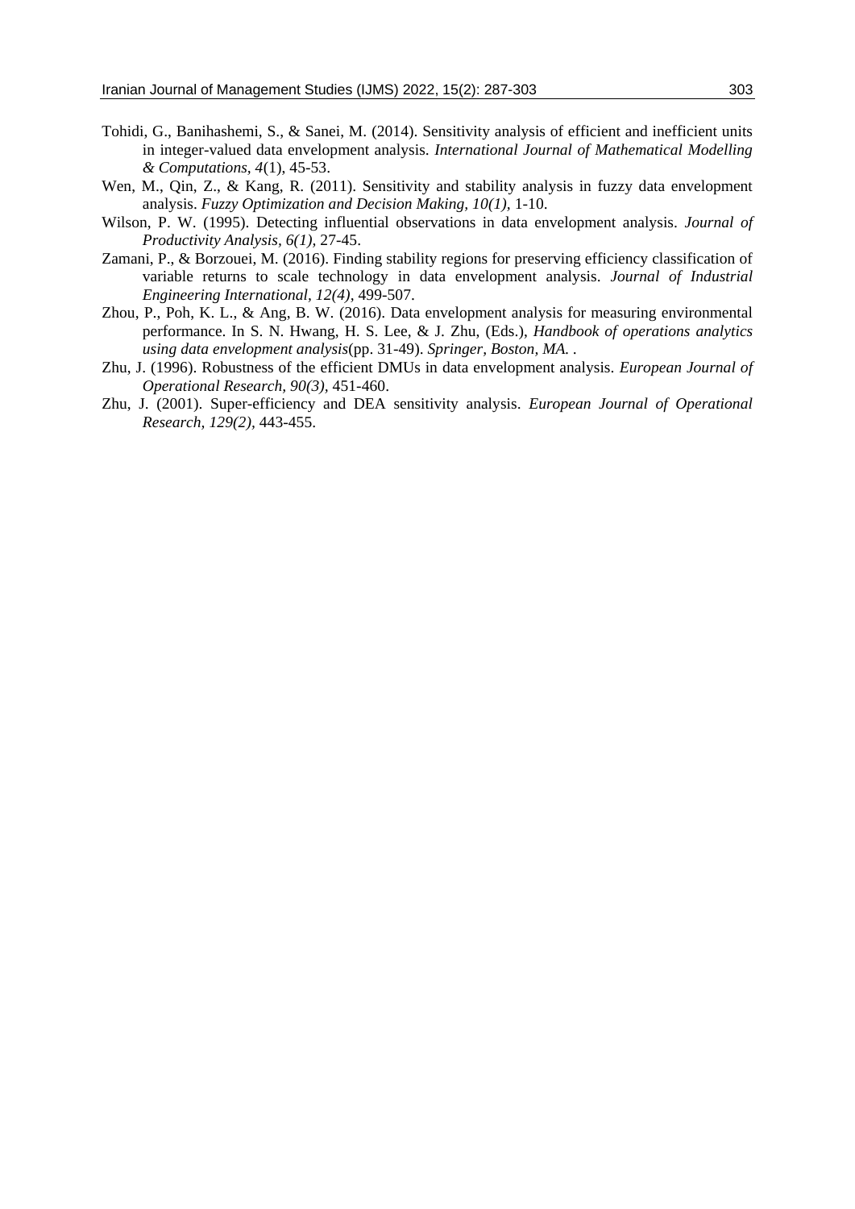Tohidi, G., Banihashemi, S., & Sanei, M. (2014). Sensitivity analysis of efficient and inefficient units in integer-valued data envelopment analysis. *International Journal of Mathematical Modelling & Computations, 4*(1), 45-53.

Wen, M., Qin, Z., & Kang, R. (2011). Sensitivity and stability analysis in fuzzy data envelopment analysis. *Fuzzy Optimization and Decision Making, 10(1),* 1-10.

Wilson, P. W. (1995). Detecting influential observations in data envelopment analysis. *Journal of Productivity Analysis, 6(1),* 27-45.

Zamani, P., & Borzouei, M. (2016). Finding stability regions for preserving efficiency classification of variable returns to scale technology in data envelopment analysis. *Journal of Industrial Engineering International, 12(4)*, 499-507.

Zhou, P., Poh, K. L., & Ang, B. W. (2016). Data envelopment analysis for measuring environmental performance. In S. N. Hwang, H. S. Lee, & J. Zhu, (Eds.), *Handbook of operations analytics using data envelopment analysis*(pp. 31-49). *Springer, Boston, MA*. .

Zhu, J. (1996). Robustness of the efficient DMUs in data envelopment analysis. *European Journal of Operational Research, 90(3),* 451-460.

Zhu, J. (2001). Super-efficiency and DEA sensitivity analysis. *European Journal of Operational Research, 129(2),* 443-455.